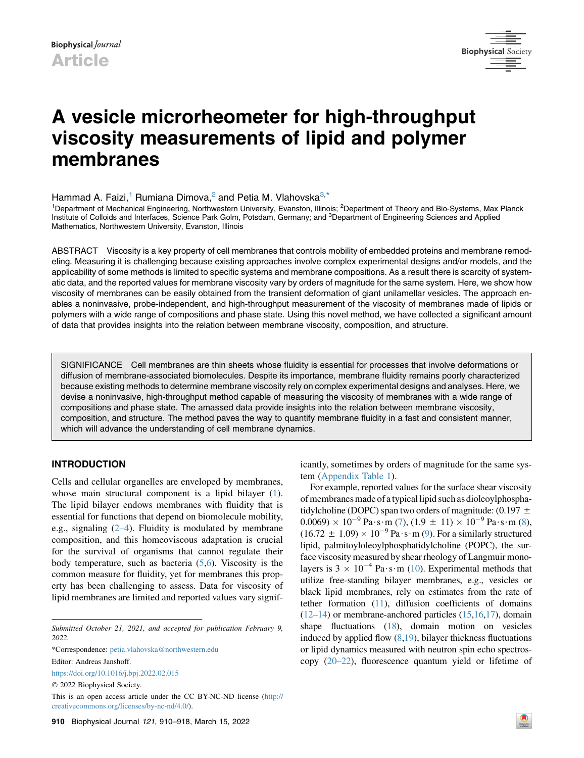Biophysical Journal

Article

# A vesicle microrheometer for high-throughput viscosity measurements of lipid and polymer membranes

Hammad A. Faizi,[1] Rumiana Dimova,[2] and Petia M. Vlahovska[3,*]

[1]Department of Mechanical Engineering, Northwestern University, Evanston, Illinois; [2]Department of Theory and Bio-Systems, Max Planck Institute of Colloids and Interfaces, Science Park Golm, Potsdam, Germany; and [3]Department of Engineering Sciences and Applied Mathematics, Northwestern University, Evanston, Illinois

ABSTRACT Viscosity is a key property of cell membranes that controls mobility of embedded proteins and membrane remodeling. Measuring it is challenging because existing approaches involve complex experimental designs and/or models, and the applicability of some methods is limited to specific systems and membrane compositions. As a result there is scarcity of systematic data, and the reported values for membrane viscosity vary by orders of magnitude for the same system. Here, we show how viscosity of membranes can be easily obtained from the transient deformation of giant unilamellar vesicles. The approach enables a noninvasive, probe-independent, and high-throughput measurement of the viscosity of membranes made of lipids or polymers with a wide range of compositions and phase state. Using this novel method, we have collected a significant amount of data that provides insights into the relation between membrane viscosity, composition, and structure.

SIGNIFICANCE Cell membranes are thin sheets whose fluidity is essential for processes that involve deformations or diffusion of membrane-associated biomolecules. Despite its importance, membrane fluidity remains poorly characterized because existing methods to determine membrane viscosity rely on complex experimental designs and analyses. Here, we devise a noninvasive, high-throughput method capable of measuring the viscosity of membranes with a wide range of compositions and phase state. The amassed data provide insights into the relation between membrane viscosity, composition, and structure. The method paves the way to quantify membrane fluidity in a fast and consistent manner, which will advance the understanding of cell membrane dynamics.

## INTRODUCTION

Cells and cellular organelles are enveloped by membranes, whose main structural component is a lipid bilayer (1). The lipid bilayer endows membranes with fluidity that is essential for functions that depend on biomolecule mobility, e.g., signaling (2–4). Fluidity is modulated by membrane composition, and this homeoviscous adaptation is crucial for the survival of organisms that cannot regulate their body temperature, such as bacteria (5,6). Viscosity is the common measure for fluidity, yet for membranes this property has been challenging to assess. Data for viscosity of lipid membranes are limited and reported values vary significantly, sometimes by orders of magnitude for the same system (Appendix Table 1).

For example, reported values for the surface shear viscosity of membranes made of a typical lipid such as dioleoylphosphatidylcholine (DOPC) span two orders of magnitude: $(0.197 \pm 0.0069) \times 10^{-9}$ Pa·s·m (7), $(1.9 \pm 11) \times 10^{-9}$ Pa·s·m (8), $(16.72 \pm 1.09) \times 10^{-9}$ Pa·s·m (9). For a similarly structured lipid, palmitoyloleoylphosphatidylcholine (POPC), the surface viscosity measured by shear rheology of Langmuir monolayers is $3 \times 10^{-4}$ Pa·s·m (10). Experimental methods that utilize free-standing bilayer membranes, e.g., vesicles or black lipid membranes, rely on estimates from the rate of tether formation (11), diffusion coefficients of domains (12–14) or membrane-anchored particles (15,16,17), domain shape fluctuations (18), domain motion on vesicles induced by applied flow (8,19), bilayer thickness fluctuations or lipid dynamics measured with neutron spin echo spectroscopy (20–22), fluorescence quantum yield or lifetime of

Submitted October 21, 2021, and accepted for publication February 9, 2022.

*Correspondence: petia.vlahovska@northwestern.edu

Editor: Andreas Janshoff.

https://doi.org/10.1016/j.bpj.2022.02.015

© 2022 Biophysical Society.

This is an open access article under the CC BY-NC-ND license (http://creativecommons.org/licenses/by-nc-nd/4.0/).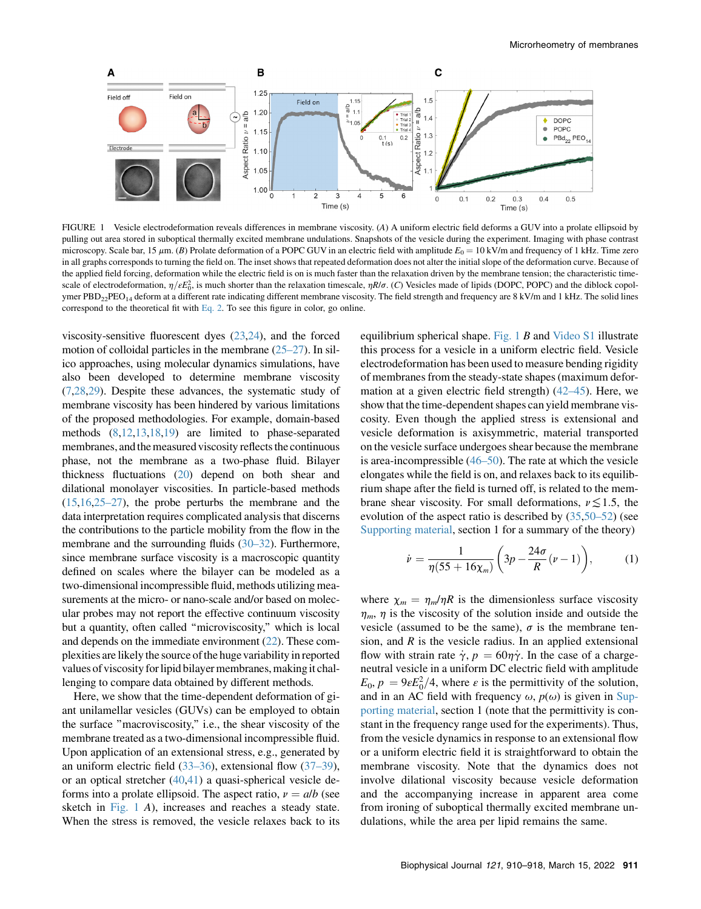FIGURE 1 Vesicle electrodeformation reveals differences in membrane viscosity. (*A*) A uniform electric field deforms a GUV into a prolate ellipsoid by pulling out area stored in suboptical thermally excited membrane undulations. Snapshots of the vesicle during the experiment. Imaging with phase contrast microscopy. Scale bar, 15 $\mu$m. (*B*) Prolate deformation of a POPC GUV in an electric field with amplitude $E_0 = 10$ kV/m and frequency of 1 kHz. Time zero in all graphs corresponds to turning the field on. The inset shows that repeated deformation does not alter the initial slope of the deformation curve. Because of the applied field forcing, deformation while the electric field is on is much faster than the relaxation driven by the membrane tension; the characteristic timescale of electrodeformation, $\eta/\epsilon E_0^2$, is much shorter than the relaxation timescale, $\eta R/\sigma$. (*C*) Vesicles made of lipids (DOPC, POPC) and the diblock copolymer $PBD_{22}PEO_{14}$ deform at a different rate indicating different membrane viscosity. The field strength and frequency are 8 kV/m and 1 kHz. The solid lines correspond to the theoretical fit with Eq. 2. To see this figure in color, go online.

viscosity-sensitive fluorescent dyes (23,24), and the forced motion of colloidal particles in the membrane (25–27). In silico approaches, using molecular dynamics simulations, have also been developed to determine membrane viscosity (7,28,29). Despite these advances, the systematic study of membrane viscosity has been hindered by various limitations of the proposed methodologies. For example, domain-based methods (8,12,13,18,19) are limited to phase-separated membranes, and the measured viscosity reflects the continuous phase, not the membrane as a two-phase fluid. Bilayer thickness fluctuations (20) depend on both shear and dilational monolayer viscosities. In particle-based methods (15,16,25–27), the probe perturbs the membrane and the data interpretation requires complicated analysis that discerns the contributions to the particle mobility from the flow in the membrane and the surrounding fluids (30–32). Furthermore, since membrane surface viscosity is a macroscopic quantity defined on scales where the bilayer can be modeled as a two-dimensional incompressible fluid, methods utilizing measurements at the micro- or nano-scale and/or based on molecular probes may not report the effective continuum viscosity but a quantity, often called "microviscosity," which is local and depends on the immediate environment (22). These complexities are likely the source of the huge variability in reported values of viscosity for lipid bilayer membranes, making it challenging to compare data obtained by different methods.

Here, we show that the time-dependent deformation of giant unilamellar vesicles (GUVs) can be employed to obtain the surface "macroviscosity," i.e., the shear viscosity of the membrane treated as a two-dimensional incompressible fluid. Upon application of an extensional stress, e.g., generated by an uniform electric field (33–36), extensional flow (37–39), or an optical stretcher (40,41) a quasi-spherical vesicle deforms into a prolate ellipsoid. The aspect ratio, $\nu = a/b$ (see sketch in Fig. 1 *A*), increases and reaches a steady state. When the stress is removed, the vesicle relaxes back to its equilibrium spherical shape. Fig. 1 *B* and Video S1 illustrate this process for a vesicle in a uniform electric field. Vesicle electrodeformation has been used to measure bending rigidity of membranes from the steady-state shapes (maximum deformation at a given electric field strength) (42–45). Here, we show that the time-dependent shapes can yield membrane viscosity. Even though the applied stress is extensional and vesicle deformation is axisymmetric, material transported on the vesicle surface undergoes shear because the membrane is area-incompressible (46–50). The rate at which the vesicle elongates while the field is on, and relaxes back to its equilibrium shape after the field is turned off, is related to the membrane shear viscosity. For small deformations, $\nu \lesssim 1.5$, the evolution of the aspect ratio is described by (35,50–52) (see Supporting material, section 1 for a summary of the theory)

$$\dot{\nu} = \frac{1}{\eta(55 + 16\chi_m)}\left(3p - \frac{24\sigma}{R}(\nu - 1)\right), \tag{1}$$

where $\chi_m = \eta_m/\eta R$ is the dimensionless surface viscosity $\eta_m$, $\eta$ is the viscosity of the solution inside and outside the vesicle (assumed to be the same), $\sigma$ is the membrane tension, and $R$ is the vesicle radius. In an applied extensional flow with strain rate $\dot{\gamma}$, $p = 60\eta\dot{\gamma}$. In the case of a charge-neutral vesicle in a uniform DC electric field with amplitude $E_0$, $p = 9\epsilon E_0^2/4$, where $\epsilon$ is the permittivity of the solution, and in an AC field with frequency $\omega$, $p(\omega)$ is given in Supporting material, section 1 (note that the permittivity is constant in the frequency range used for the experiments). Thus, from the vesicle dynamics in response to an extensional flow or a uniform electric field it is straightforward to obtain the membrane viscosity. Note that the dynamics does not involve dilational viscosity because vesicle deformation and the accompanying increase in apparent area come from ironing of suboptical thermally excited membrane undulations, while the area per lipid remains the same.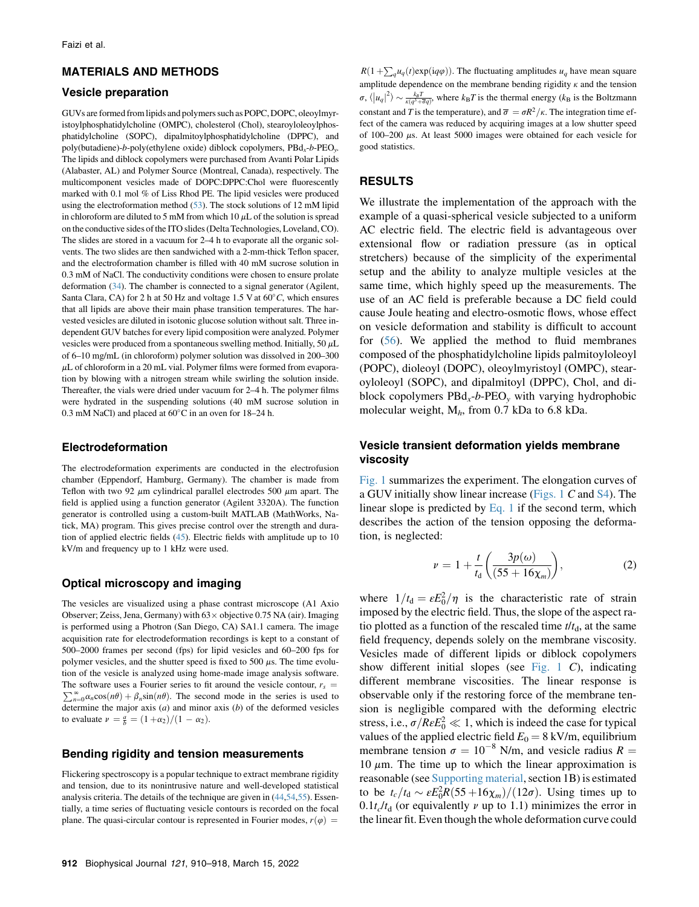## MATERIALS AND METHODS

### Vesicle preparation

GUVs are formed from lipids and polymers such as POPC, DOPC, oleoylmyristoylphosphatidylcholine (OMPC), cholesterol (Chol), stearoyloleoylphosphatidylcholine (SOPC), dipalmitoylphosphatidylcholine (DPPC), and poly(butadiene)-*b*-poly(ethylene oxide) diblock copolymers, $PBd_x$-*b*-$PEO_y$. The lipids and diblock copolymers were purchased from Avanti Polar Lipids (Alabaster, AL) and Polymer Source (Montreal, Canada), respectively. The multicomponent vesicles made of DOPC:DPPC:Chol were fluorescently marked with 0.1 mol % of Liss Rhod PE. The lipid vesicles were produced using the electroformation method (53). The stock solutions of 12 mM lipid in chloroform are diluted to 5 mM from which 10 $\mu$L of the solution is spread on the conductive sides of the ITO slides (Delta Technologies, Loveland, CO). The slides are stored in a vacuum for 2–4 h to evaporate all the organic solvents. The two slides are then sandwiched with a 2-mm-thick Teflon spacer, and the electroformation chamber is filled with 40 mM sucrose solution in 0.3 mM of NaCl. The conductivity conditions were chosen to ensure prolate deformation (34). The chamber is connected to a signal generator (Agilent, Santa Clara, CA) for 2 h at 50 Hz and voltage 1.5 V at 60°*C*, which ensures that all lipids are above their main phase transition temperatures. The harvested vesicles are diluted in isotonic glucose solution without salt. Three independent GUV batches for every lipid composition were analyzed. Polymer vesicles were produced from a spontaneous swelling method. Initially, 50 $\mu$L of 6–10 mg/mL (in chloroform) polymer solution was dissolved in 200–300 $\mu$L of chloroform in a 20 mL vial. Polymer films were formed from evaporation by blowing with a nitrogen stream while swirling the solution inside. Thereafter, the vials were dried under vacuum for 2–4 h. The polymer films were hydrated in the suspending solutions (40 mM sucrose solution in 0.3 mM NaCl) and placed at 60°C in an oven for 18–24 h.

### Electrodeformation

The electrodeformation experiments are conducted in the electrofusion chamber (Eppendorf, Hamburg, Germany). The chamber is made from Teflon with two 92 $\mu$m cylindrical parallel electrodes 500 $\mu$m apart. The field is applied using a function generator (Agilent 3320A). The function generator is controlled using a custom-built MATLAB (MathWorks, Natick, MA) program. This gives precise control over the strength and duration of applied electric fields (45). Electric fields with amplitude up to 10 kV/m and frequency up to 1 kHz were used.

### Optical microscopy and imaging

The vesicles are visualized using a phase contrast microscope (A1 Axio Observer; Zeiss, Jena, Germany) with 63× objective 0.75 NA (air). Imaging is performed using a Photron (San Diego, CA) SA1.1 camera. The image acquisition rate for electrodeformation recordings is kept to a constant of 500–2000 frames per second (fps) for lipid vesicles and 60–200 fps for polymer vesicles, and the shutter speed is fixed to 500 $\mu$s. The time evolution of the vesicle is analyzed using home-made image analysis software. The software uses a Fourier series to fit around the vesicle contour, $r_s = \sum_{n=0}^{\infty} \alpha_n \cos(n\theta) + \beta_n \sin(n\theta)$. The second mode in the series is used to determine the major axis ($a$) and minor axis ($b$) of the deformed vesicles to evaluate $\nu = \frac{a}{b} = (1+\alpha_2)/(1-\alpha_2)$.

### Bending rigidity and tension measurements

Flickering spectroscopy is a popular technique to extract membrane rigidity and tension, due to its nonintrusive nature and well-developed statistical analysis criteria. The details of the technique are given in (44,54,55). Essentially, a time series of fluctuating vesicle contours is recorded on the focal plane. The quasi-circular contour is represented in Fourier modes, $r(\varphi) = R(1+\sum_q u_q(t)\exp(iq\varphi))$. The fluctuating amplitudes $u_q$ have mean square amplitude dependence on the membrane bending rigidity $\kappa$ and the tension $\sigma$, $\langle |u_q|^2 \rangle \sim \frac{k_B T}{\kappa(q^3+\overline{\sigma}q)}$, where $k_B T$ is the thermal energy ($k_B$ is the Boltzmann constant and $T$ is the temperature), and $\overline{\sigma} = \sigma R^2/\kappa$. The integration time effect of the camera was reduced by acquiring images at a low shutter speed of 100–200 $\mu$s. At least 5000 images were obtained for each vesicle for good statistics.

## RESULTS

We illustrate the implementation of the approach with the example of a quasi-spherical vesicle subjected to a uniform AC electric field. The electric field is advantageous over extensional flow or radiation pressure (as in optical stretchers) because of the simplicity of the experimental setup and the ability to analyze multiple vesicles at the same time, which highly speed up the measurements. The use of an AC field is preferable because a DC field could cause Joule heating and electro-osmotic flows, whose effect on vesicle deformation and stability is difficult to account for (56). We applied the method to fluid membranes composed of the phosphatidylcholine lipids palmitoyloleoyl (POPC), dioleoyl (DOPC), oleoylmyristoyl (OMPC), stearoyloleoyl (SOPC), and dipalmitoyl (DPPC), Chol, and diblock copolymers $PBd_x$-*b*-$PEO_y$ with varying hydrophobic molecular weight, $M_h$, from 0.7 kDa to 6.8 kDa.

### Vesicle transient deformation yields membrane viscosity

Fig. 1 summarizes the experiment. The elongation curves of a GUV initially show linear increase (Figs. 1 *C* and S4). The linear slope is predicted by Eq. 1 if the second term, which describes the action of the tension opposing the deformation, is neglected:

$$\nu = 1 + \frac{t}{t_d}\left(\frac{3p(\omega)}{(55+16\chi_m)}\right), \tag{2}$$

where $1/t_d = \varepsilon E_0^2/\eta$ is the characteristic rate of strain imposed by the electric field. Thus, the slope of the aspect ratio plotted as a function of the rescaled time $t/t_d$, at the same field frequency, depends solely on the membrane viscosity. Vesicles made of different lipids or diblock copolymers show different initial slopes (see Fig. 1 *C*), indicating different membrane viscosities. The linear response is observable only if the restoring force of the membrane tension is negligible compared with the deforming electric stress, i.e., $\sigma/R\varepsilon E_0^2 \ll 1$, which is indeed the case for typical values of the applied electric field $E_0 = 8$ kV/m, equilibrium membrane tension $\sigma = 10^{-8}$ N/m, and vesicle radius $R = 10$ $\mu$m. The time up to which the linear approximation is reasonable (see Supporting material, section 1B) is estimated to be $t_c/t_d \sim \varepsilon E_0^2 R(55+16\chi_m)/(12\sigma)$. Using times up to $0.1t_c/t_d$ (or equivalently $\nu$ up to 1.1) minimizes the error in the linear fit. Even though the whole deformation curve could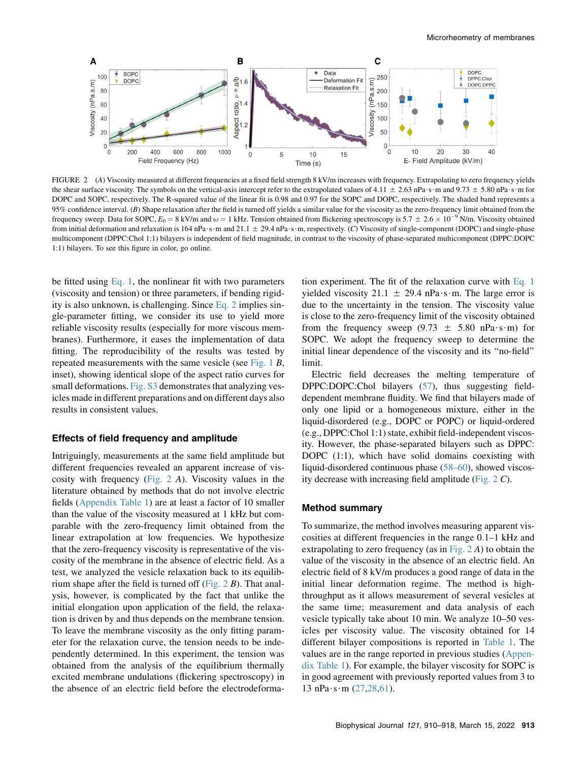FIGURE 2 (*A*) Viscosity measured at different frequencies at a fixed field strength 8 kV/m increases with frequency. Extrapolating to zero frequency yields the shear surface viscosity. The symbols on the vertical-axis intercept refer to the extrapolated values of 4.11 ± 2.63 nPa·s·m and 9.73 ± 5.80 nPa·s·m for DOPC and SOPC, respectively. The R-squared value of the linear fit is 0.98 and 0.97 for the SOPC and DOPC, respectively. The shaded band represents a 95% confidence interval. (*B*) Shape relaxation after the field is turned off yields a similar value for the viscosity as the zero-frequency limit obtained from the frequency sweep. Data for SOPC, $E_0 = 8$ kV/m and $\omega = 1$ kHz. Tension obtained from flickering spectroscopy is $5.7 \pm 2.6 \times 10^{-9}$ N/m. Viscosity obtained from initial deformation and relaxation is 164 nPa·s·m and 21.1 ± 29.4 nPa·s·m, respectively. (*C*) Viscosity of single-component (DOPC) and single-phase multicomponent (DPPC:Chol 1:1) bilayers is independent of field magnitude, in contrast to the viscosity of phase-separated multicomponent (DPPC:DOPC 1:1) bilayers. To see this figure in color, go online.

be fitted using Eq. 1, the nonlinear fit with two parameters (viscosity and tension) or three parameters, if bending rigidity is also unknown, is challenging. Since Eq. 2 implies single-parameter fitting, we consider its use to yield more reliable viscosity results (especially for more viscous membranes). Furthermore, it eases the implementation of data fitting. The reproducibility of the results was tested by repeated measurements with the same vesicle (see Fig. 1 *B*, inset), showing identical slope of the aspect ratio curves for small deformations. Fig. S3 demonstrates that analyzing vesicles made in different preparations and on different days also results in consistent values.

## Effects of field frequency and amplitude

Intriguingly, measurements at the same field amplitude but different frequencies revealed an apparent increase of viscosity with frequency (Fig. 2 *A*). Viscosity values in the literature obtained by methods that do not involve electric fields (Appendix Table 1) are at least a factor of 10 smaller than the value of the viscosity measured at 1 kHz but comparable with the zero-frequency limit obtained from the linear extrapolation at low frequencies. We hypothesize that the zero-frequency viscosity is representative of the viscosity of the membrane in the absence of electric field. As a test, we analyzed the vesicle relaxation back to its equilibrium shape after the field is turned off (Fig. 2 *B*). That analysis, however, is complicated by the fact that unlike the initial elongation upon application of the field, the relaxation is driven by and thus depends on the membrane tension. To leave the membrane viscosity as the only fitting parameter for the relaxation curve, the tension needs to be independently determined. In this experiment, the tension was obtained from the analysis of the equilibrium thermally excited membrane undulations (flickering spectroscopy) in the absence of an electric field before the electrodeformation experiment. The fit of the relaxation curve with Eq. 1 yielded viscosity 21.1 ± 29.4 nPa·s·m. The large error is due to the uncertainty in the tension. The viscosity value is close to the zero-frequency limit of the viscosity obtained from the frequency sweep (9.73 ± 5.80 nPa·s·m) for SOPC. We adopt the frequency sweep to determine the initial linear dependence of the viscosity and its "no-field" limit.

Electric field decreases the melting temperature of DPPC:DOPC:Chol bilayers (57), thus suggesting field-dependent membrane fluidity. We find that bilayers made of only one lipid or a homogeneous mixture, either in the liquid-disordered (e.g., DOPC or POPC) or liquid-ordered (e.g., DPPC:Chol 1:1) state, exhibit field-independent viscosity. However, the phase-separated bilayers such as DPPC:DOPC (1:1), which have solid domains coexisting with liquid-disordered continuous phase (58–60), showed viscosity decrease with increasing field amplitude (Fig. 2 *C*).

## Method summary

To summarize, the method involves measuring apparent viscosities at different frequencies in the range 0.1–1 kHz and extrapolating to zero frequency (as in Fig. 2 *A*) to obtain the value of the viscosity in the absence of an electric field. An electric field of 8 kV/m produces a good range of data in the initial linear deformation regime. The method is high-throughput as it allows measurement of several vesicles at the same time; measurement and data analysis of each vesicle typically take about 10 min. We analyze 10–50 vesicles per viscosity value. The viscosity obtained for 14 different bilayer compositions is reported in Table 1. The values are in the range reported in previous studies (Appendix Table 1). For example, the bilayer viscosity for SOPC is in good agreement with previously reported values from 3 to 13 nPa·s·m (27,28,61).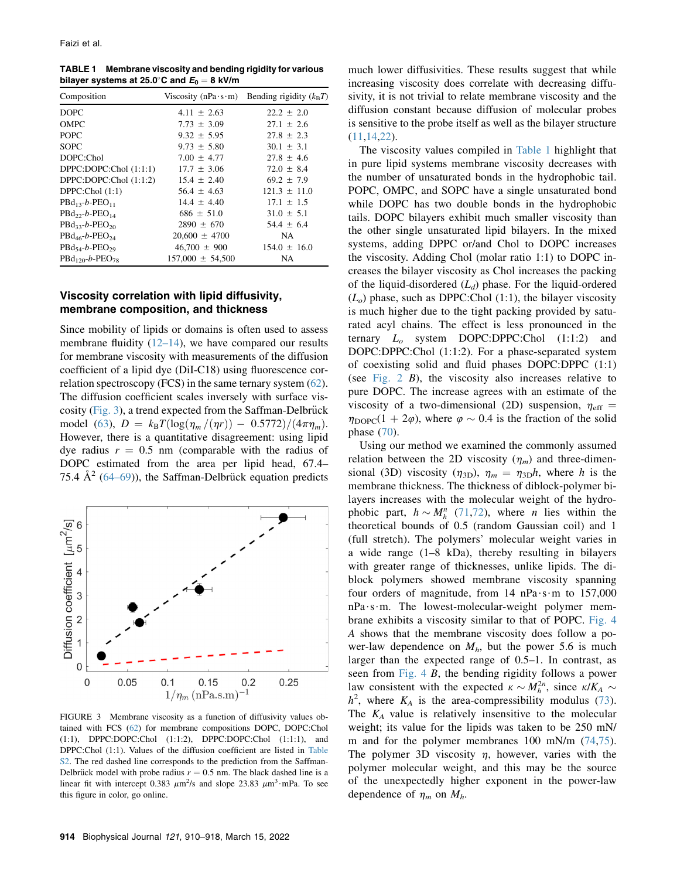**TABLE 1 Membrane viscosity and bending rigidity for various bilayer systems at 25.0°C and $E_0$ = 8 kV/m**

| Composition | Viscosity (nPa·s·m) | Bending rigidity ($k_BT$) |
|---|---|---|
| DOPC | 4.11 ± 2.63 | 22.2 ± 2.0 |
| OMPC | 7.73 ± 3.09 | 27.1 ± 2.6 |
| POPC | 9.32 ± 5.95 | 27.8 ± 2.3 |
| SOPC | 9.73 ± 5.80 | 30.1 ± 3.1 |
| DOPC:Chol | 7.00 ± 4.77 | 27.8 ± 4.6 |
| DPPC:DOPC:Chol (1:1:1) | 17.7 ± 3.06 | 72.0 ± 8.4 |
| DPPC:DOPC:Chol (1:1:2) | 15.4 ± 2.40 | 69.2 ± 7.9 |
| DPPC:Chol (1:1) | 56.4 ± 4.63 | 121.3 ± 11.0 |
| $PBd_{13}$-$b$-$PEO_{11}$ | 14.4 ± 4.40 | 17.1 ± 1.5 |
| $PBd_{22}$-$b$-$PEO_{14}$ | 686 ± 51.0 | 31.0 ± 5.1 |
| $PBd_{33}$-$b$-$PEO_{20}$ | 2890 ± 670 | 54.4 ± 6.4 |
| $PBd_{46}$-$b$-$PEO_{24}$ | 20,600 ± 4700 | NA |
| $PBd_{54}$-$b$-$PEO_{29}$ | 46,700 ± 900 | 154.0 ± 16.0 |
| $PBd_{120}$-$b$-$PEO_{78}$ | 157,000 ± 54,500 | NA |

### Viscosity correlation with lipid diffusivity, membrane composition, and thickness

Since mobility of lipids or domains is often used to assess membrane fluidity (12–14), we have compared our results for membrane viscosity with measurements of the diffusion coefficient of a lipid dye (DiI-C18) using fluorescence correlation spectroscopy (FCS) in the same ternary system (62). The diffusion coefficient scales inversely with surface viscosity (Fig. 3), a trend expected from the Saffman-Delbrück model (63), $D = k_BT(\log(\eta_m/(\eta r)) - 0.5772)/(4\pi\eta_m)$. However, there is a quantitative disagreement: using lipid dye radius $r$ = 0.5 nm (comparable with the radius of DOPC estimated from the area per lipid head, 67.4–75.4 Å$^2$ (64–69)), the Saffman-Delbrück equation predicts much lower diffusivities. These results suggest that while increasing viscosity does correlate with decreasing diffusivity, it is not trivial to relate membrane viscosity and the diffusion constant because diffusion of molecular probes is sensitive to the probe itself as well as the bilayer structure (11,14,22).

FIGURE 3 Membrane viscosity as a function of diffusivity values obtained with FCS (62) for membrane compositions DOPC, DOPC:Chol (1:1), DPPC:DOPC:Chol (1:1:2), DPPC:DOPC:Chol (1:1:1), and DPPC:Chol (1:1). Values of the diffusion coefficient are listed in Table S2. The red dashed line corresponds to the prediction from the Saffman-Delbrück model with probe radius $r$ = 0.5 nm. The black dashed line is a linear fit with intercept 0.383 $\mu m^2$/s and slope 23.83 $\mu m^3$·mPa. To see this figure in color, go online.

The viscosity values compiled in Table 1 highlight that in pure lipid systems membrane viscosity decreases with the number of unsaturated bonds in the hydrophobic tail. POPC, OMPC, and SOPC have a single unsaturated bond while DOPC has two double bonds in the hydrophobic tails. DOPC bilayers exhibit much smaller viscosity than the other single unsaturated lipid bilayers. In the mixed systems, adding DPPC or/and Chol to DOPC increases the viscosity. Adding Chol (molar ratio 1:1) to DOPC increases the bilayer viscosity as Chol increases the packing of the liquid-disordered ($L_d$) phase. For the liquid-ordered ($L_o$) phase, such as DPPC:Chol (1:1), the bilayer viscosity is much higher due to the tight packing provided by saturated acyl chains. The effect is less pronounced in the ternary $L_o$ system DOPC:DPPC:Chol (1:1:2) and DOPC:DPPC:Chol (1:1:2). For a phase-separated system of coexisting solid and fluid phases DOPC:DPPC (1:1) (see Fig. 2 *B*), the viscosity also increases relative to pure DOPC. The increase agrees with an estimate of the viscosity of a two-dimensional (2D) suspension, $\eta_{\text{eff}} = \eta_{\text{DOPC}}(1 + 2\varphi)$, where $\varphi \sim 0.4$ is the fraction of the solid phase (70).

Using our method we examined the commonly assumed relation between the 2D viscosity ($\eta_m$) and three-dimensional (3D) viscosity ($\eta_{3D}$), $\eta_m = \eta_{3D}h$, where $h$ is the membrane thickness. The thickness of diblock-polymer bilayers increases with the molecular weight of the hydrophobic part, $h \sim M_h^n$ (71,72), where $n$ lies within the theoretical bounds of 0.5 (random Gaussian coil) and 1 (full stretch). The polymers' molecular weight varies in a wide range (1–8 kDa), thereby resulting in bilayers with greater range of thicknesses, unlike lipids. The diblock polymers showed membrane viscosity spanning four orders of magnitude, from 14 nPa·s·m to 157,000 nPa·s·m. The lowest-molecular-weight polymer membrane exhibits a viscosity similar to that of POPC. Fig. 4 *A* shows that the membrane viscosity does follow a power-law dependence on $M_h$, but the power 5.6 is much larger than the expected range of 0.5–1. In contrast, as seen from Fig. 4 *B*, the bending rigidity follows a power law consistent with the expected $\kappa \sim M_h^{2n}$, since $\kappa/K_A \sim h^2$, where $K_A$ is the area-compressibility modulus (73). The $K_A$ value is relatively insensitive to the molecular weight; its value for the lipids was taken to be 250 mN/m and for the polymer membranes 100 mN/m (74,75). The polymer 3D viscosity $\eta$, however, varies with the polymer molecular weight, and this may be the source of the unexpectedly higher exponent in the power-law dependence of $\eta_m$ on $M_h$.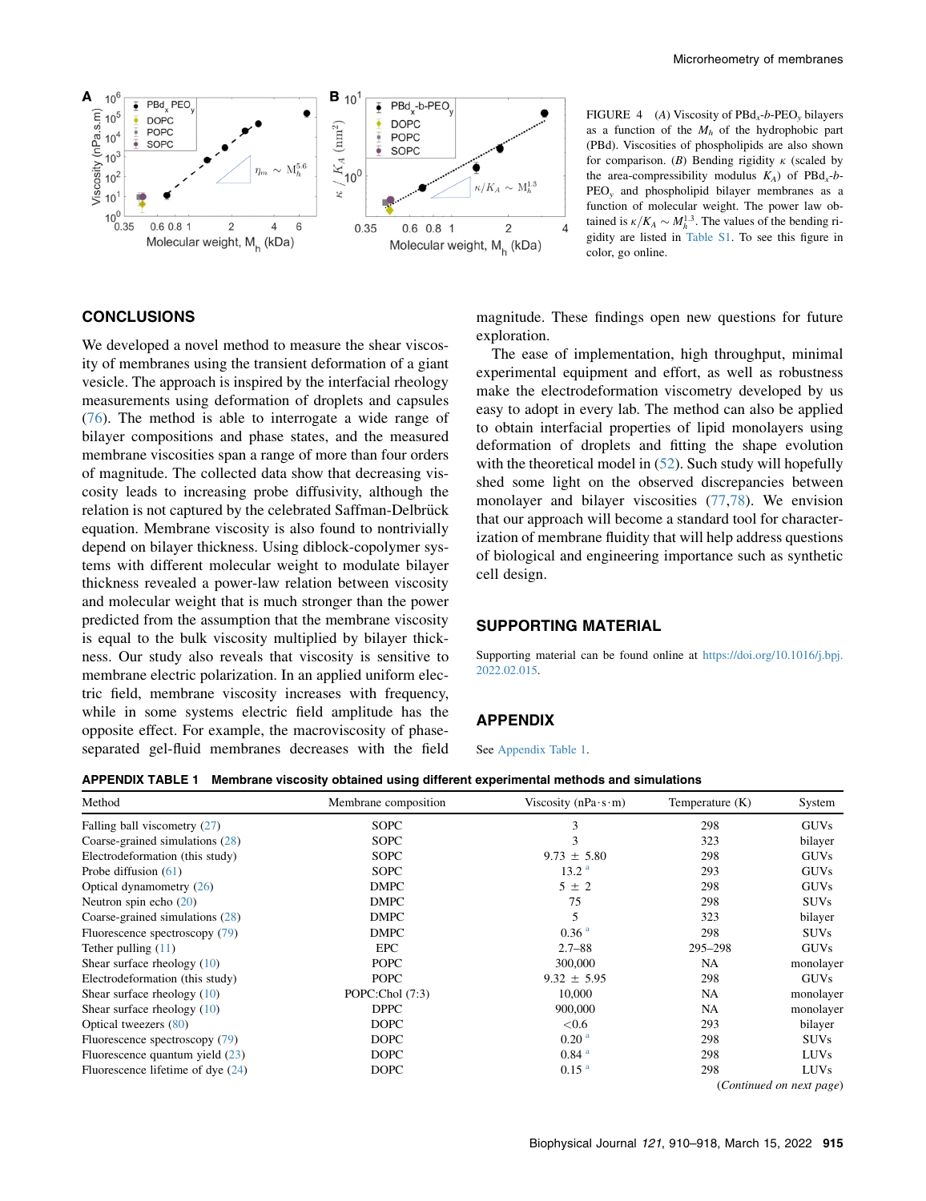FIGURE 4 (*A*) Viscosity of PBd$_x$-*b*-PEO$_y$ bilayers as a function of the $M_h$ of the hydrophobic part (PBd). Viscosities of phospholipids are also shown for comparison. (*B*) Bending rigidity $\kappa$ (scaled by the area-compressibility modulus $K_A$) of PBd$_x$-*b*-PEO$_y$ and phospholipid bilayer membranes as a function of molecular weight. The power law obtained is $\kappa/K_A \sim M_h^{1.3}$. The values of the bending rigidity are listed in Table S1. To see this figure in color, go online.

## CONCLUSIONS

We developed a novel method to measure the shear viscosity of membranes using the transient deformation of a giant vesicle. The approach is inspired by the interfacial rheology measurements using deformation of droplets and capsules (76). The method is able to interrogate a wide range of bilayer compositions and phase states, and the measured membrane viscosities span a range of more than four orders of magnitude. The collected data show that decreasing viscosity leads to increasing probe diffusivity, although the relation is not captured by the celebrated Saffman-Delbrück equation. Membrane viscosity is also found to nontrivially depend on bilayer thickness. Using diblock-copolymer systems with different molecular weight to modulate bilayer thickness revealed a power-law relation between viscosity and molecular weight that is much stronger than the power predicted from the assumption that the membrane viscosity is equal to the bulk viscosity multiplied by bilayer thickness. Our study also reveals that viscosity is sensitive to membrane electric polarization. In an applied uniform electric field, membrane viscosity increases with frequency, while in some systems electric field amplitude has the opposite effect. For example, the macroviscosity of phase-separated gel-fluid membranes decreases with the field magnitude. These findings open new questions for future exploration.

The ease of implementation, high throughput, minimal experimental equipment and effort, as well as robustness make the electrodeformation viscometry developed by us easy to adopt in every lab. The method can also be applied to obtain interfacial properties of lipid monolayers using deformation of droplets and fitting the shape evolution with the theoretical model in (52). Such study will hopefully shed some light on the observed discrepancies between monolayer and bilayer viscosities (77,78). We envision that our approach will become a standard tool for characterization of membrane fluidity that will help address questions of biological and engineering importance such as synthetic cell design.

## SUPPORTING MATERIAL

Supporting material can be found online at https://doi.org/10.1016/j.bpj.2022.02.015.

## APPENDIX

See Appendix Table 1.

**APPENDIX TABLE 1 Membrane viscosity obtained using different experimental methods and simulations**

| Method | Membrane composition | Viscosity (nPa·s·m) | Temperature (K) | System |
|---|---|---|---|---|
| Falling ball viscometry (27) | SOPC | 3 | 298 | GUVs |
| Coarse-grained simulations (28) | SOPC | 3 | 323 | bilayer |
| Electrodeformation (this study) | SOPC | 9.73 ± 5.80 | 298 | GUVs |
| Probe diffusion (61) | SOPC | 13.2 [a] | 293 | GUVs |
| Optical dynamometry (26) | DMPC | 5 ± 2 | 298 | GUVs |
| Neutron spin echo (20) | DMPC | 75 | 298 | SUVs |
| Coarse-grained simulations (28) | DMPC | 5 | 323 | bilayer |
| Fluorescence spectroscopy (79) | DMPC | 0.36 [a] | 298 | SUVs |
| Tether pulling (11) | EPC | 2.7–88 | 295–298 | GUVs |
| Shear surface rheology (10) | POPC | 300,000 | NA | monolayer |
| Electrodeformation (this study) | POPC | 9.32 ± 5.95 | 298 | GUVs |
| Shear surface rheology (10) | POPC:Chol (7:3) | 10,000 | NA | monolayer |
| Shear surface rheology (10) | DPPC | 900,000 | NA | monolayer |
| Optical tweezers (80) | DOPC | <0.6 | 293 | bilayer |
| Fluorescence spectroscopy (79) | DOPC | 0.20 [a] | 298 | SUVs |
| Fluorescence quantum yield (23) | DOPC | 0.84 [a] | 298 | LUVs |
| Fluorescence lifetime of dye (24) | DOPC | 0.15 [a] | 298 | LUVs |

(*Continued on next page*)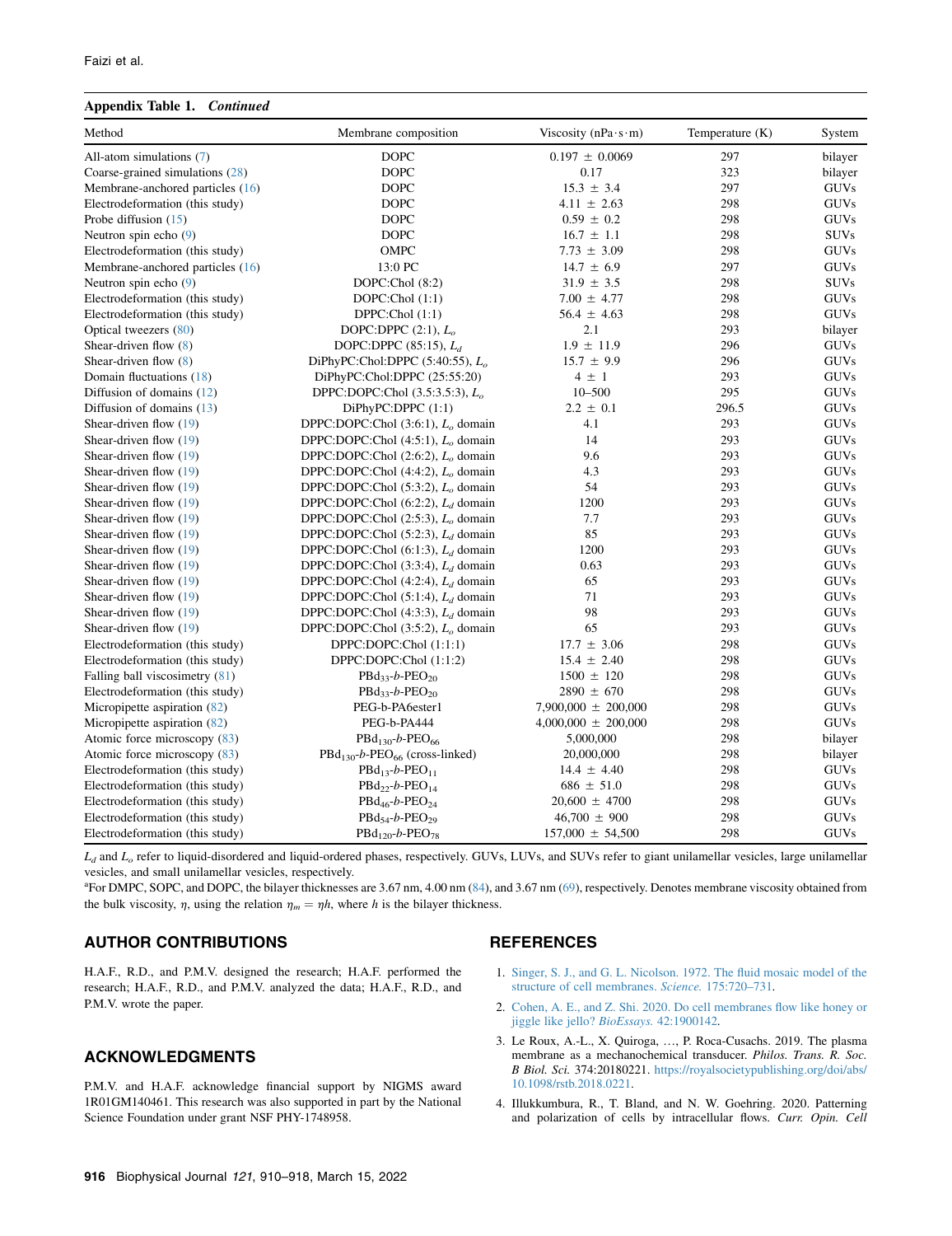**Appendix Table 1.** ***Continued***

| Method | Membrane composition | Viscosity (nPa·s·m) | Temperature (K) | System |
|---|---|---|---|---|
| All-atom simulations (7) | DOPC | 0.197 ± 0.0069 | 297 | bilayer |
| Coarse-grained simulations (28) | DOPC | 0.17 | 323 | bilayer |
| Membrane-anchored particles (16) | DOPC | 15.3 ± 3.4 | 297 | GUVs |
| Electrodeformation (this study) | DOPC | 4.11 ± 2.63 | 298 | GUVs |
| Probe diffusion (15) | DOPC | 0.59 ± 0.2 | 298 | GUVs |
| Neutron spin echo (9) | DOPC | 16.7 ± 1.1 | 298 | SUVs |
| Electrodeformation (this study) | OMPC | 7.73 ± 3.09 | 298 | GUVs |
| Membrane-anchored particles (16) | 13:0 PC | 14.7 ± 6.9 | 297 | GUVs |
| Neutron spin echo (9) | DOPC:Chol (8:2) | 31.9 ± 3.5 | 298 | SUVs |
| Electrodeformation (this study) | DOPC:Chol (1:1) | 7.00 ± 4.77 | 298 | GUVs |
| Electrodeformation (this study) | DPPC:Chol (1:1) | 56.4 ± 4.63 | 298 | GUVs |
| Optical tweezers (80) | DOPC:DPPC (2:1), $L_o$ | 2.1 | 293 | bilayer |
| Shear-driven flow (8) | DOPC:DPPC (85:15), $L_d$ | 1.9 ± 11.9 | 296 | GUVs |
| Shear-driven flow (8) | DiPhyPC:Chol:DPPC (5:40:55), $L_o$ | 15.7 ± 9.9 | 296 | GUVs |
| Domain fluctuations (18) | DiPhyPC:Chol:DPPC (25:55:20) | 4 ± 1 | 293 | GUVs |
| Diffusion of domains (12) | DPPC:DOPC:Chol (3.5:3.5:3), $L_o$ | 10–500 | 295 | GUVs |
| Diffusion of domains (13) | DiPhyPC:DPPC (1:1) | 2.2 ± 0.1 | 296.5 | GUVs |
| Shear-driven flow (19) | DPPC:DOPC:Chol (3:6:1), $L_o$ domain | 4.1 | 293 | GUVs |
| Shear-driven flow (19) | DPPC:DOPC:Chol (4:5:1), $L_o$ domain | 14 | 293 | GUVs |
| Shear-driven flow (19) | DPPC:DOPC:Chol (2:6:2), $L_o$ domain | 9.6 | 293 | GUVs |
| Shear-driven flow (19) | DPPC:DOPC:Chol (4:4:2), $L_o$ domain | 4.3 | 293 | GUVs |
| Shear-driven flow (19) | DPPC:DOPC:Chol (5:3:2), $L_o$ domain | 54 | 293 | GUVs |
| Shear-driven flow (19) | DPPC:DOPC:Chol (6:2:2), $L_d$ domain | 1200 | 293 | GUVs |
| Shear-driven flow (19) | DPPC:DOPC:Chol (2:5:3), $L_o$ domain | 7.7 | 293 | GUVs |
| Shear-driven flow (19) | DPPC:DOPC:Chol (5:2:3), $L_d$ domain | 85 | 293 | GUVs |
| Shear-driven flow (19) | DPPC:DOPC:Chol (6:1:3), $L_d$ domain | 1200 | 293 | GUVs |
| Shear-driven flow (19) | DPPC:DOPC:Chol (3:3:4), $L_d$ domain | 0.63 | 293 | GUVs |
| Shear-driven flow (19) | DPPC:DOPC:Chol (4:2:4), $L_d$ domain | 65 | 293 | GUVs |
| Shear-driven flow (19) | DPPC:DOPC:Chol (5:1:4), $L_d$ domain | 71 | 293 | GUVs |
| Shear-driven flow (19) | DPPC:DOPC:Chol (4:3:3), $L_d$ domain | 98 | 293 | GUVs |
| Shear-driven flow (19) | DPPC:DOPC:Chol (3:5:2), $L_o$ domain | 65 | 293 | GUVs |
| Electrodeformation (this study) | DPPC:DOPC:Chol (1:1:1) | 17.7 ± 3.06 | 298 | GUVs |
| Electrodeformation (this study) | DPPC:DOPC:Chol (1:1:2) | 15.4 ± 2.40 | 298 | GUVs |
| Falling ball viscosimetry (81) | $PBd_{33}$-*b*-$PEO_{20}$ | 1500 ± 120 | 298 | GUVs |
| Electrodeformation (this study) | $PBd_{33}$-*b*-$PEO_{20}$ | 2890 ± 670 | 298 | GUVs |
| Micropipette aspiration (82) | PEG-b-PA6ester1 | 7,900,000 ± 200,000 | 298 | GUVs |
| Micropipette aspiration (82) | PEG-b-PA444 | 4,000,000 ± 200,000 | 298 | GUVs |
| Atomic force microscopy (83) | $PBd_{130}$-*b*-$PEO_{66}$ | 5,000,000 | 298 | bilayer |
| Atomic force microscopy (83) | $PBd_{130}$-*b*-$PEO_{66}$ (cross-linked) | 20,000,000 | 298 | bilayer |
| Electrodeformation (this study) | $PBd_{13}$-*b*-$PEO_{11}$ | 14.4 ± 4.40 | 298 | GUVs |
| Electrodeformation (this study) | $PBd_{22}$-*b*-$PEO_{14}$ | 686 ± 51.0 | 298 | GUVs |
| Electrodeformation (this study) | $PBd_{46}$-*b*-$PEO_{24}$ | 20,600 ± 4700 | 298 | GUVs |
| Electrodeformation (this study) | $PBd_{54}$-*b*-$PEO_{29}$ | 46,700 ± 900 | 298 | GUVs |
| Electrodeformation (this study) | $PBd_{120}$-*b*-$PEO_{78}$ | 157,000 ± 54,500 | 298 | GUVs |

$L_d$ and $L_o$ refer to liquid-disordered and liquid-ordered phases, respectively. GUVs, LUVs, and SUVs refer to giant unilamellar vesicles, large unilamellar vesicles, and small unilamellar vesicles, respectively.

[a]For DMPC, SOPC, and DOPC, the bilayer thicknesses are 3.67 nm, 4.00 nm (84), and 3.67 nm (69), respectively. Denotes membrane viscosity obtained from the bulk viscosity, $\eta$, using the relation $\eta_m = \eta h$, where $h$ is the bilayer thickness.

## AUTHOR CONTRIBUTIONS

H.A.F., R.D., and P.M.V. designed the research; H.A.F. performed the research; H.A.F., R.D., and P.M.V. analyzed the data; H.A.F., R.D., and P.M.V. wrote the paper.

## ACKNOWLEDGMENTS

P.M.V. and H.A.F. acknowledge financial support by NIGMS award 1R01GM140461. This research was also supported in part by the National Science Foundation under grant NSF PHY-1748958.

## REFERENCES

1. Singer, S. J., and G. L. Nicolson. 1972. The fluid mosaic model of the structure of cell membranes. *Science.* 175:720–731.
2. Cohen, A. E., and Z. Shi. 2020. Do cell membranes flow like honey or jiggle like jello? *BioEssays.* 42:1900142.
3. Le Roux, A.-L., X. Quiroga, ..., P. Roca-Cusachs. 2019. The plasma membrane as a mechanochemical transducer. *Philos. Trans. R. Soc. B Biol. Sci.* 374:20180221. https://royalsocietypublishing.org/doi/abs/10.1098/rstb.2018.0221.
4. Illukkumbura, R., T. Bland, and N. W. Goehring. 2020. Patterning and polarization of cells by intracellular flows. *Curr. Opin. Cell*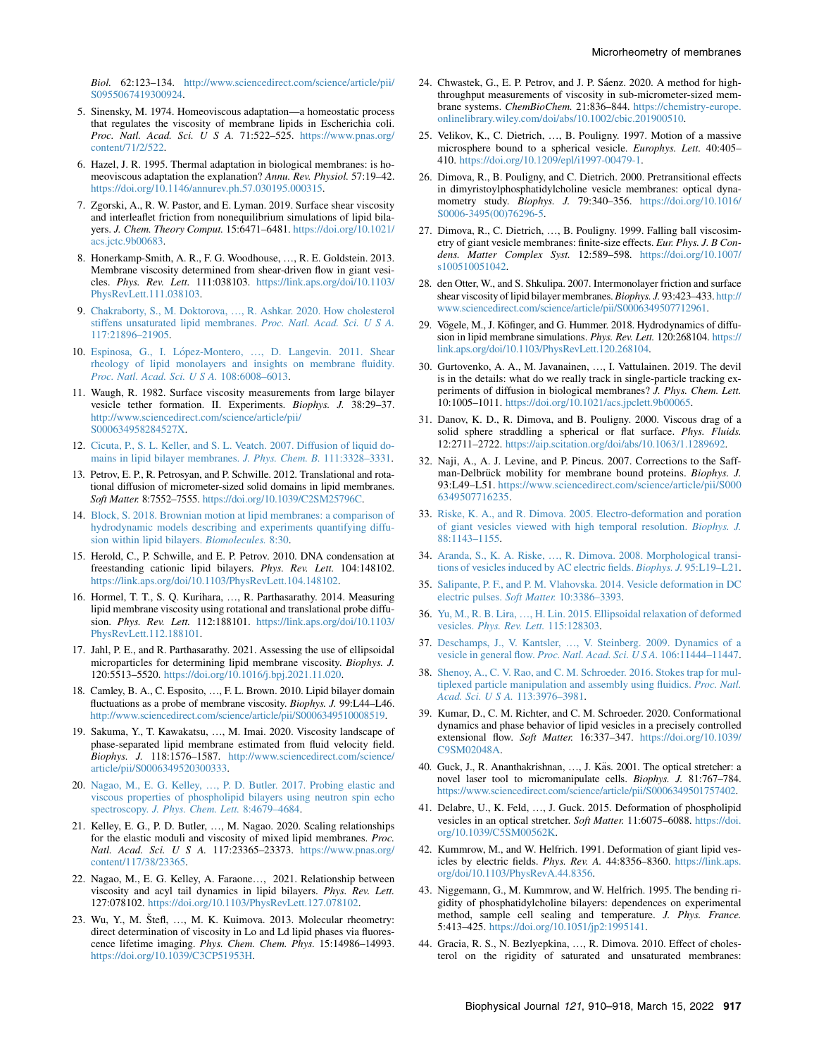*Biol.* 62:123–134. http://www.sciencedirect.com/science/article/pii/S0955067419300924.

5. Sinensky, M. 1974. Homeoviscous adaptation—a homeostatic process that regulates the viscosity of membrane lipids in Escherichia coli. *Proc. Natl. Acad. Sci. U S A.* 71:522–525. https://www.pnas.org/content/71/2/522.
6. Hazel, J. R. 1995. Thermal adaptation in biological membranes: is homeoviscous adaptation the explanation? *Annu. Rev. Physiol.* 57:19–42. https://doi.org/10.1146/annurev.ph.57.030195.000315.
7. Zgorski, A., R. W. Pastor, and E. Lyman. 2019. Surface shear viscosity and interleaflet friction from nonequilibrium simulations of lipid bilayers. *J. Chem. Theory Comput.* 15:6471–6481. https://doi.org/10.1021/acs.jctc.9b00683.
8. Honerkamp-Smith, A. R., F. G. Woodhouse, …, R. E. Goldstein. 2013. Membrane viscosity determined from shear-driven flow in giant vesicles. *Phys. Rev. Lett.* 111:038103. https://link.aps.org/doi/10.1103/PhysRevLett.111.038103.
9. Chakraborty, S., M. Doktorova, …, R. Ashkar. 2020. How cholesterol stiffens unsaturated lipid membranes. *Proc. Natl. Acad. Sci. U S A.* 117:21896–21905.
10. Espinosa, G., I. López-Montero, …, D. Langevin. 2011. Shear rheology of lipid monolayers and insights on membrane fluidity. *Proc. Natl. Acad. Sci. U S A.* 108:6008–6013.
11. Waugh, R. 1982. Surface viscosity measurements from large bilayer vesicle tether formation. II. Experiments. *Biophys. J.* 38:29–37. http://www.sciencedirect.com/science/article/pii/S000634958284527X.
12. Cicuta, P., S. L. Keller, and S. L. Veatch. 2007. Diffusion of liquid domains in lipid bilayer membranes. *J. Phys. Chem. B.* 111:3328–3331.
13. Petrov, E. P., R. Petrosyan, and P. Schwille. 2012. Translational and rotational diffusion of micrometer-sized solid domains in lipid membranes. *Soft Matter.* 8:7552–7555. https://doi.org/10.1039/C2SM25796C.
14. Block, S. 2018. Brownian motion at lipid membranes: a comparison of hydrodynamic models describing and experiments quantifying diffusion within lipid bilayers. *Biomolecules.* 8:30.
15. Herold, C., P. Schwille, and E. P. Petrov. 2010. DNA condensation at freestanding cationic lipid bilayers. *Phys. Rev. Lett.* 104:148102. https://link.aps.org/doi/10.1103/PhysRevLett.104.148102.
16. Hormel, T. T., S. Q. Kurihara, …, R. Parthasarathy. 2014. Measuring lipid membrane viscosity using rotational and translational probe diffusion. *Phys. Rev. Lett.* 112:188101. https://link.aps.org/doi/10.1103/PhysRevLett.112.188101.
17. Jahl, P. E., and R. Parthasarathy. 2021. Assessing the use of ellipsoidal microparticles for determining lipid membrane viscosity. *Biophys. J.* 120:5513–5520. https://doi.org/10.1016/j.bpj.2021.11.020.
18. Camley, B. A., C. Esposito, …, F. L. Brown. 2010. Lipid bilayer domain fluctuations as a probe of membrane viscosity. *Biophys. J.* 99:L44–L46. http://www.sciencedirect.com/science/article/pii/S0006349510008519.
19. Sakuma, Y., T. Kawakatsu, …, M. Imai. 2020. Viscosity landscape of phase-separated lipid membrane estimated from fluid velocity field. *Biophys. J.* 118:1576–1587. http://www.sciencedirect.com/science/article/pii/S0006349520300333.
20. Nagao, M., E. G. Kelley, …, P. D. Butler. 2017. Probing elastic and viscous properties of phospholipid bilayers using neutron spin echo spectroscopy. *J. Phys. Chem. Lett.* 8:4679–4684.
21. Kelley, E. G., P. D. Butler, …, M. Nagao. 2020. Scaling relationships for the elastic moduli and viscosity of mixed lipid membranes. *Proc. Natl. Acad. Sci. U S A.* 117:23365–23373. https://www.pnas.org/content/117/38/23365.
22. Nagao, M., E. G. Kelley, A. Faraone…, 2021. Relationship between viscosity and acyl tail dynamics in lipid bilayers. *Phys. Rev. Lett.* 127:078102. https://doi.org/10.1103/PhysRevLett.127.078102.
23. Wu, Y., M. Štefl, …, M. K. Kuimova. 2013. Molecular rheometry: direct determination of viscosity in Lo and Ld lipid phases via fluorescence lifetime imaging. *Phys. Chem. Chem. Phys.* 15:14986–14993. https://doi.org/10.1039/C3CP51953H.
24. Chwastek, G., E. P. Petrov, and J. P. Sáenz. 2020. A method for high-throughput measurements of viscosity in sub-micrometer-sized membrane systems. *ChemBioChem.* 21:836–844. https://chemistry-europe.onlinelibrary.wiley.com/doi/abs/10.1002/cbic.201900510.
25. Velikov, K., C. Dietrich, …, B. Pouligny. 1997. Motion of a massive microsphere bound to a spherical vesicle. *Europhys. Lett.* 40:405–410. https://doi.org/10.1209/epl/i1997-00479-1.
26. Dimova, R., B. Pouligny, and C. Dietrich. 2000. Pretransitional effects in dimyristoylphosphatidylcholine vesicle membranes: optical dynamometry study. *Biophys. J.* 79:340–356. https://doi.org/10.1016/S0006-3495(00)76296-5.
27. Dimova, R., C. Dietrich, …, B. Pouligny. 1999. Falling ball viscosimetry of giant vesicle membranes: finite-size effects. *Eur. Phys. J. B Condens. Matter Complex Syst.* 12:589–598. https://doi.org/10.1007/s100510051042.
28. den Otter, W., and S. Shkulipa. 2007. Intermonolayer friction and surface shear viscosity of lipid bilayer membranes. *Biophys. J.* 93:423–433. http://www.sciencedirect.com/science/article/pii/S0006349507712961.
29. Vögele, M., J. Köfinger, and G. Hummer. 2018. Hydrodynamics of diffusion in lipid membrane simulations. *Phys. Rev. Lett.* 120:268104. https://link.aps.org/doi/10.1103/PhysRevLett.120.268104.
30. Gurtovenko, A. A., M. Javanainen, …, I. Vattulainen. 2019. The devil is in the details: what do we really track in single-particle tracking experiments of diffusion in biological membranes? *J. Phys. Chem. Lett.* 10:1005–1011. https://doi.org/10.1021/acs.jpclett.9b00065.
31. Danov, K. D., R. Dimova, and B. Pouligny. 2000. Viscous drag of a solid sphere straddling a spherical or flat surface. *Phys. Fluids.* 12:2711–2722. https://aip.scitation.org/doi/abs/10.1063/1.1289692.
32. Naji, A., A. J. Levine, and P. Pincus. 2007. Corrections to the Saffman-Delbrück mobility for membrane bound proteins. *Biophys. J.* 93:L49–L51. https://www.sciencedirect.com/science/article/pii/S0006349507716235.
33. Riske, K. A., and R. Dimova. 2005. Electro-deformation and poration of giant vesicles viewed with high temporal resolution. *Biophys. J.* 88:1143–1155.
34. Aranda, S., K. A. Riske, …, R. Dimova. 2008. Morphological transitions of vesicles induced by AC electric fields. *Biophys. J.* 95:L19–L21.
35. Salipante, P. F., and P. M. Vlahovska. 2014. Vesicle deformation in DC electric pulses. *Soft Matter.* 10:3386–3393.
36. Yu, M., R. B. Lira, …, H. Lin. 2015. Ellipsoidal relaxation of deformed vesicles. *Phys. Rev. Lett.* 115:128303.
37. Deschamps, J., V. Kantsler, …, V. Steinberg. 2009. Dynamics of a vesicle in general flow. *Proc. Natl. Acad. Sci. U S A.* 106:11444–11447.
38. Shenoy, A., C. V. Rao, and C. M. Schroeder. 2016. Stokes trap for multiplexed particle manipulation and assembly using fluidics. *Proc. Natl. Acad. Sci. U S A.* 113:3976–3981.
39. Kumar, D., C. M. Richter, and C. M. Schroeder. 2020. Conformational dynamics and phase behavior of lipid vesicles in a precisely controlled extensional flow. *Soft Matter.* 16:337–347. https://doi.org/10.1039/C9SM02048A.
40. Guck, J., R. Ananthakrishnan, …, J. Käs. 2001. The optical stretcher: a novel laser tool to micromanipulate cells. *Biophys. J.* 81:767–784. https://www.sciencedirect.com/science/article/pii/S0006349501757402.
41. Delabre, U., K. Feld, …, J. Guck. 2015. Deformation of phospholipid vesicles in an optical stretcher. *Soft Matter.* 11:6075–6088. https://doi.org/10.1039/C5SM00562K.
42. Kummrow, M., and W. Helfrich. 1991. Deformation of giant lipid vesicles by electric fields. *Phys. Rev. A.* 44:8356–8360. https://link.aps.org/doi/10.1103/PhysRevA.44.8356.
43. Niggemann, G., M. Kummrow, and W. Helfrich. 1995. The bending rigidity of phosphatidylcholine bilayers: dependences on experimental method, sample cell sealing and temperature. *J. Phys. France.* 5:413–425. https://doi.org/10.1051/jp2:1995141.
44. Gracia, R. S., N. Bezlyepkina, …, R. Dimova. 2010. Effect of cholesterol on the rigidity of saturated and unsaturated membranes: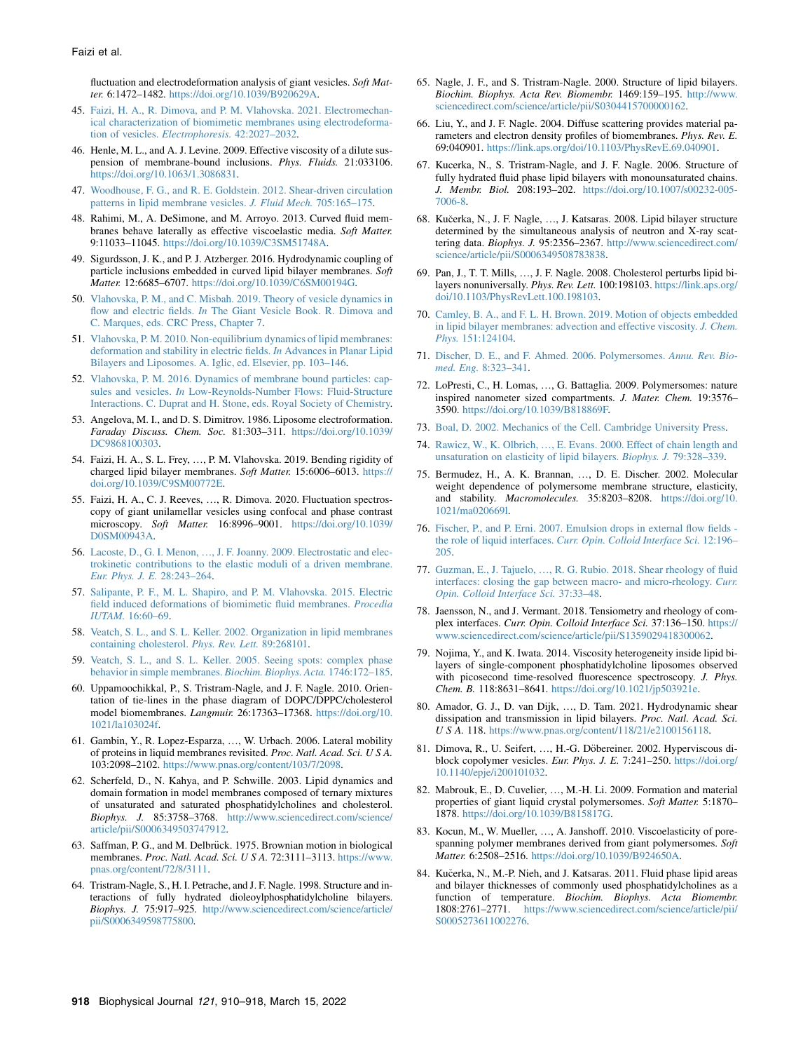fluctuation and electrodeformation analysis of giant vesicles. *Soft Matter.* 6:1472–1482. https://doi.org/10.1039/B920629A.

45. Faizi, H. A., R. Dimova, and P. M. Vlahovska. 2021. Electromechanical characterization of biomimetic membranes using electrodeformation of vesicles. *Electrophoresis.* 42:2027–2032.
46. Henle, M. L., and A. J. Levine. 2009. Effective viscosity of a dilute suspension of membrane-bound inclusions. *Phys. Fluids.* 21:033106. https://doi.org/10.1063/1.3086831.
47. Woodhouse, F. G., and R. E. Goldstein. 2012. Shear-driven circulation patterns in lipid membrane vesicles. *J. Fluid Mech.* 705:165–175.
48. Rahimi, M., A. DeSimone, and M. Arroyo. 2013. Curved fluid membranes behave laterally as effective viscoelastic media. *Soft Matter.* 9:11033–11045. https://doi.org/10.1039/C3SM51748A.
49. Sigurdsson, J. K., and P. J. Atzberger. 2016. Hydrodynamic coupling of particle inclusions embedded in curved lipid bilayer membranes. *Soft Matter.* 12:6685–6707. https://doi.org/10.1039/C6SM00194G.
50. Vlahovska, P. M., and C. Misbah. 2019. Theory of vesicle dynamics in flow and electric fields. *In* The Giant Vesicle Book. R. Dimova and C. Marques, eds. CRC Press, Chapter 7.
51. Vlahovska, P. M. 2010. Non-equilibrium dynamics of lipid membranes: deformation and stability in electric fields. *In* Advances in Planar Lipid Bilayers and Liposomes. A. Iglic, ed. Elsevier, pp. 103–146.
52. Vlahovska, P. M. 2016. Dynamics of membrane bound particles: capsules and vesicles. *In* Low-Reynolds-Number Flows: Fluid-Structure Interactions. C. Duprat and H. Stone, eds. Royal Society of Chemistry.
53. Angelova, M. I., and D. S. Dimitrov. 1986. Liposome electroformation. *Faraday Discuss. Chem. Soc.* 81:303–311. https://doi.org/10.1039/DC9868100303.
54. Faizi, H. A., S. L. Frey, ..., P. M. Vlahovska. 2019. Bending rigidity of charged lipid bilayer membranes. *Soft Matter.* 15:6006–6013. https://doi.org/10.1039/C9SM00772E.
55. Faizi, H. A., C. J. Reeves, ..., R. Dimova. 2020. Fluctuation spectroscopy of giant unilamellar vesicles using confocal and phase contrast microscopy. *Soft Matter.* 16:8996–9001. https://doi.org/10.1039/D0SM00943A.
56. Lacoste, D., G. I. Menon, ..., J. F. Joanny. 2009. Electrostatic and electrokinetic contributions to the elastic moduli of a driven membrane. *Eur. Phys. J. E.* 28:243–264.
57. Salipante, P. F., M. L. Shapiro, and P. M. Vlahovska. 2015. Electric field induced deformations of biomimetic fluid membranes. *Procedia IUTAM.* 16:60–69.
58. Veatch, S. L., and S. L. Keller. 2002. Organization in lipid membranes containing cholesterol. *Phys. Rev. Lett.* 89:268101.
59. Veatch, S. L., and S. L. Keller. 2005. Seeing spots: complex phase behavior in simple membranes. *Biochim. Biophys. Acta.* 1746:172–185.
60. Uppamoochikkal, P., S. Tristram-Nagle, and J. F. Nagle. 2010. Orientation of tie-lines in the phase diagram of DOPC/DPPC/cholesterol model biomembranes. *Langmuir.* 26:17363–17368. https://doi.org/10.1021/la103024f.
61. Gambin, Y., R. Lopez-Esparza, ..., W. Urbach. 2006. Lateral mobility of proteins in liquid membranes revisited. *Proc. Natl. Acad. Sci. U S A.* 103:2098–2102. https://www.pnas.org/content/103/7/2098.
62. Scherfeld, D., N. Kahya, and P. Schwille. 2003. Lipid dynamics and domain formation in model membranes composed of ternary mixtures of unsaturated and saturated phosphatidylcholines and cholesterol. *Biophys. J.* 85:3758–3768. http://www.sciencedirect.com/science/article/pii/S0006349503747912.
63. Saffman, P. G., and M. Delbrück. 1975. Brownian motion in biological membranes. *Proc. Natl. Acad. Sci. U S A.* 72:3111–3113. https://www.pnas.org/content/72/8/3111.
64. Tristram-Nagle, S., H. I. Petrache, and J. F. Nagle. 1998. Structure and interactions of fully hydrated dioleoylphosphatidylcholine bilayers. *Biophys. J.* 75:917–925. http://www.sciencedirect.com/science/article/pii/S0006349598775800.
65. Nagle, J. F., and S. Tristram-Nagle. 2000. Structure of lipid bilayers. *Biochim. Biophys. Acta Rev. Biomembr.* 1469:159–195. http://www.sciencedirect.com/science/article/pii/S0304415700000162.
66. Liu, Y., and J. F. Nagle. 2004. Diffuse scattering provides material parameters and electron density profiles of biomembranes. *Phys. Rev. E.* 69:040901. https://link.aps.org/doi/10.1103/PhysRevE.69.040901.
67. Kucerka, N., S. Tristram-Nagle, and J. F. Nagle. 2006. Structure of fully hydrated fluid phase lipid bilayers with monounsaturated chains. *J. Membr. Biol.* 208:193–202. https://doi.org/10.1007/s00232-005-7006-8.
68. Kučerka, N., J. F. Nagle, ..., J. Katsaras. 2008. Lipid bilayer structure determined by the simultaneous analysis of neutron and X-ray scattering data. *Biophys. J.* 95:2356–2367. http://www.sciencedirect.com/science/article/pii/S0006349508783838.
69. Pan, J., T. T. Mills, ..., J. F. Nagle. 2008. Cholesterol perturbs lipid bilayers nonuniversally. *Phys. Rev. Lett.* 100:198103. https://link.aps.org/doi/10.1103/PhysRevLett.100.198103.
70. Camley, B. A., and F. L. H. Brown. 2019. Motion of objects embedded in lipid bilayer membranes: advection and effective viscosity. *J. Chem. Phys.* 151:124104.
71. Discher, D. E., and F. Ahmed. 2006. Polymersomes. *Annu. Rev. Biomed. Eng.* 8:323–341.
72. LoPresti, C., H. Lomas, ..., G. Battaglia. 2009. Polymersomes: nature inspired nanometer sized compartments. *J. Mater. Chem.* 19:3576–3590. https://doi.org/10.1039/B818869F.
73. Boal, D. 2002. Mechanics of the Cell. Cambridge University Press.
74. Rawicz, W., K. Olbrich, ..., E. Evans. 2000. Effect of chain length and unsaturation on elasticity of lipid bilayers. *Biophys. J.* 79:328–339.
75. Bermudez, H., A. K. Brannan, ..., D. E. Discher. 2002. Molecular weight dependence of polymersome membrane structure, elasticity, and stability. *Macromolecules.* 35:8203–8208. https://doi.org/10.1021/ma020669l.
76. Fischer, P., and P. Erni. 2007. Emulsion drops in external flow fields - the role of liquid interfaces. *Curr. Opin. Colloid Interface Sci.* 12:196–205.
77. Guzman, E., J. Tajuelo, ..., R. G. Rubio. 2018. Shear rheology of fluid interfaces: closing the gap between macro- and micro-rheology. *Curr. Opin. Colloid Interface Sci.* 37:33–48.
78. Jaensson, N., and J. Vermant. 2018. Tensiometry and rheology of complex interfaces. *Curr. Opin. Colloid Interface Sci.* 37:136–150. https://www.sciencedirect.com/science/article/pii/S1359029418300062.
79. Nojima, Y., and K. Iwata. 2014. Viscosity heterogeneity inside lipid bilayers of single-component phosphatidylcholine liposomes observed with picosecond time-resolved fluorescence spectroscopy. *J. Phys. Chem. B.* 118:8631–8641. https://doi.org/10.1021/jp503921e.
80. Amador, G. J., D. van Dijk, ..., D. Tam. 2021. Hydrodynamic shear dissipation and transmission in lipid bilayers. *Proc. Natl. Acad. Sci. U S A.* 118. https://www.pnas.org/content/118/21/e2100156118.
81. Dimova, R., U. Seifert, ..., H.-G. Döbereiner. 2002. Hyperviscous diblock copolymer vesicles. *Eur. Phys. J. E.* 7:241–250. https://doi.org/10.1140/epje/i200101032.
82. Mabrouk, E., D. Cuvelier, ..., M.-H. Li. 2009. Formation and material properties of giant liquid crystal polymersomes. *Soft Matter.* 5:1870–1878. https://doi.org/10.1039/B815817G.
83. Kocun, M., W. Mueller, ..., A. Janshoff. 2010. Viscoelasticity of pore-spanning polymer membranes derived from giant polymersomes. *Soft Matter.* 6:2508–2516. https://doi.org/10.1039/B924650A.
84. Kučerka, N., M.-P. Nieh, and J. Katsaras. 2011. Fluid phase lipid areas and bilayer thicknesses of commonly used phosphatidylcholines as a function of temperature. *Biochim. Biophys. Acta Biomembr.* 1808:2761–2771. https://www.sciencedirect.com/science/article/pii/S0005273611002276.